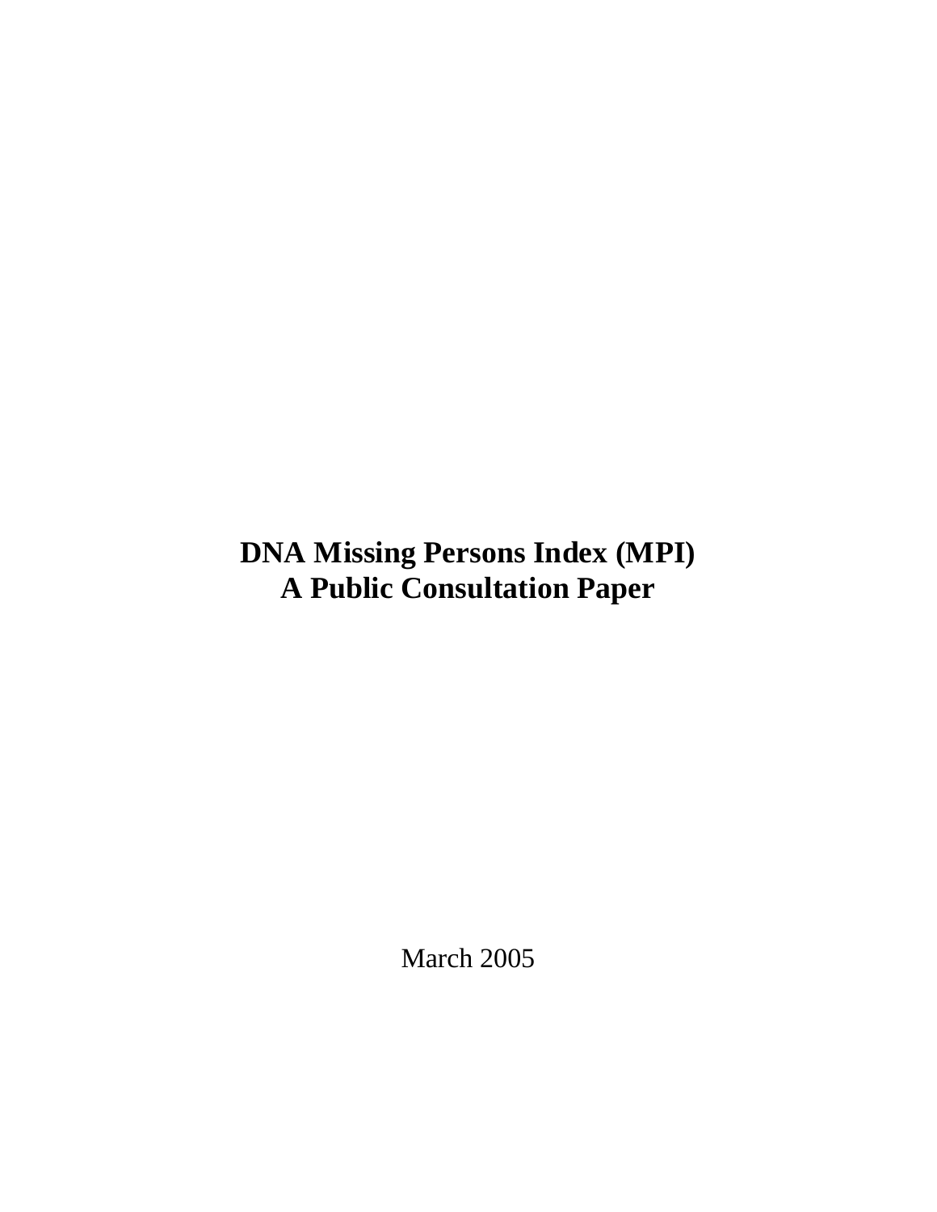# DNA Missing Persons Index (MPI)
# A Public Consultation Paper

March 2005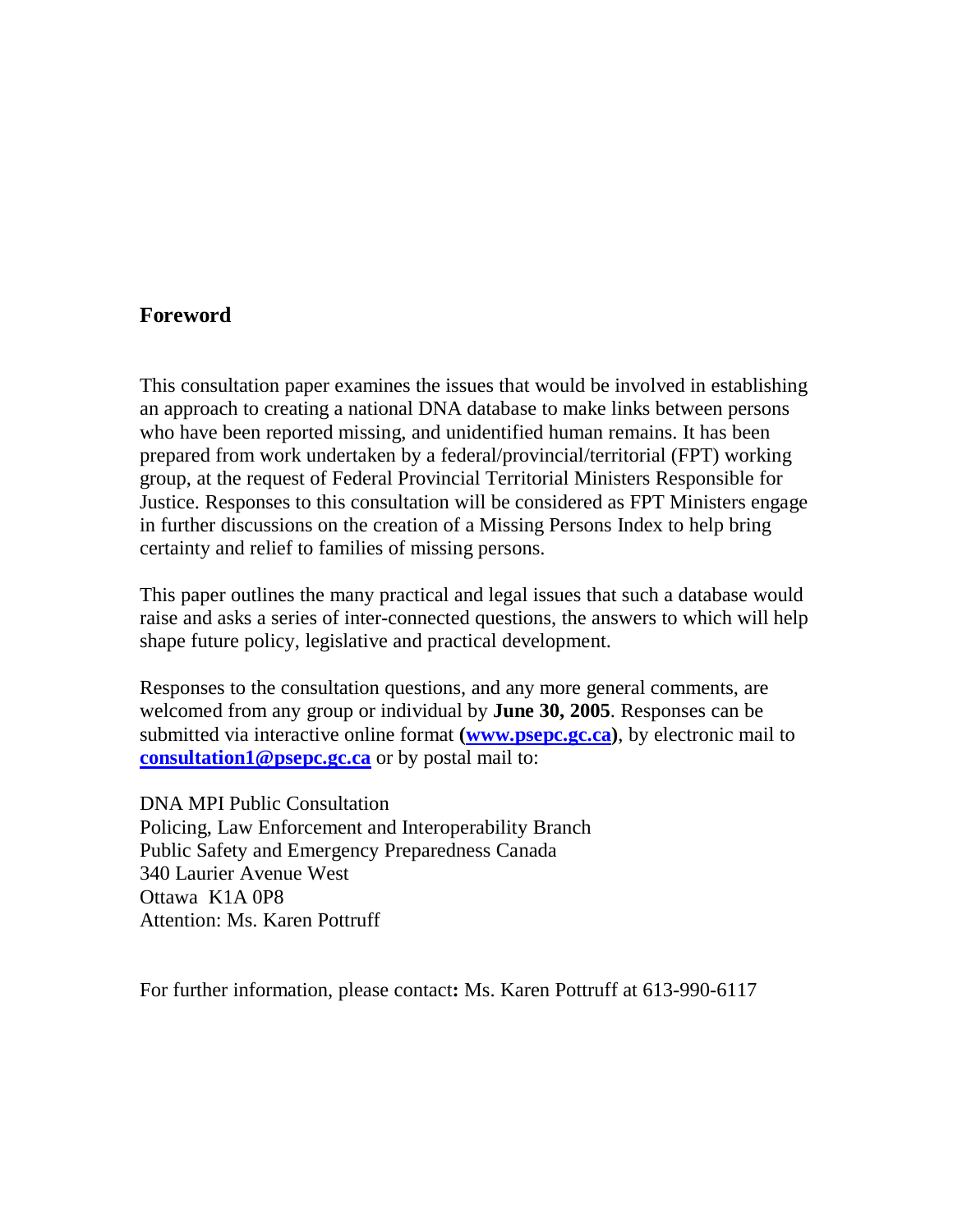## Foreword

This consultation paper examines the issues that would be involved in establishing an approach to creating a national DNA database to make links between persons who have been reported missing, and unidentified human remains. It has been prepared from work undertaken by a federal/provincial/territorial (FPT) working group, at the request of Federal Provincial Territorial Ministers Responsible for Justice. Responses to this consultation will be considered as FPT Ministers engage in further discussions on the creation of a Missing Persons Index to help bring certainty and relief to families of missing persons.

This paper outlines the many practical and legal issues that such a database would raise and asks a series of inter-connected questions, the answers to which will help shape future policy, legislative and practical development.

Responses to the consultation questions, and any more general comments, are welcomed from any group or individual by **June 30, 2005**. Responses can be submitted via interactive online format **([www.psepc.gc.ca](http://www.psepc.gc.ca))**, by electronic mail to **[consultation1@psepc.gc.ca](mailto:consultation1@psepc.gc.ca)** or by postal mail to:

DNA MPI Public Consultation
Policing, Law Enforcement and Interoperability Branch
Public Safety and Emergency Preparedness Canada
340 Laurier Avenue West
Ottawa K1A 0P8
Attention: Ms. Karen Pottruff

For further information, please contact**:** Ms. Karen Pottruff at 613-990-6117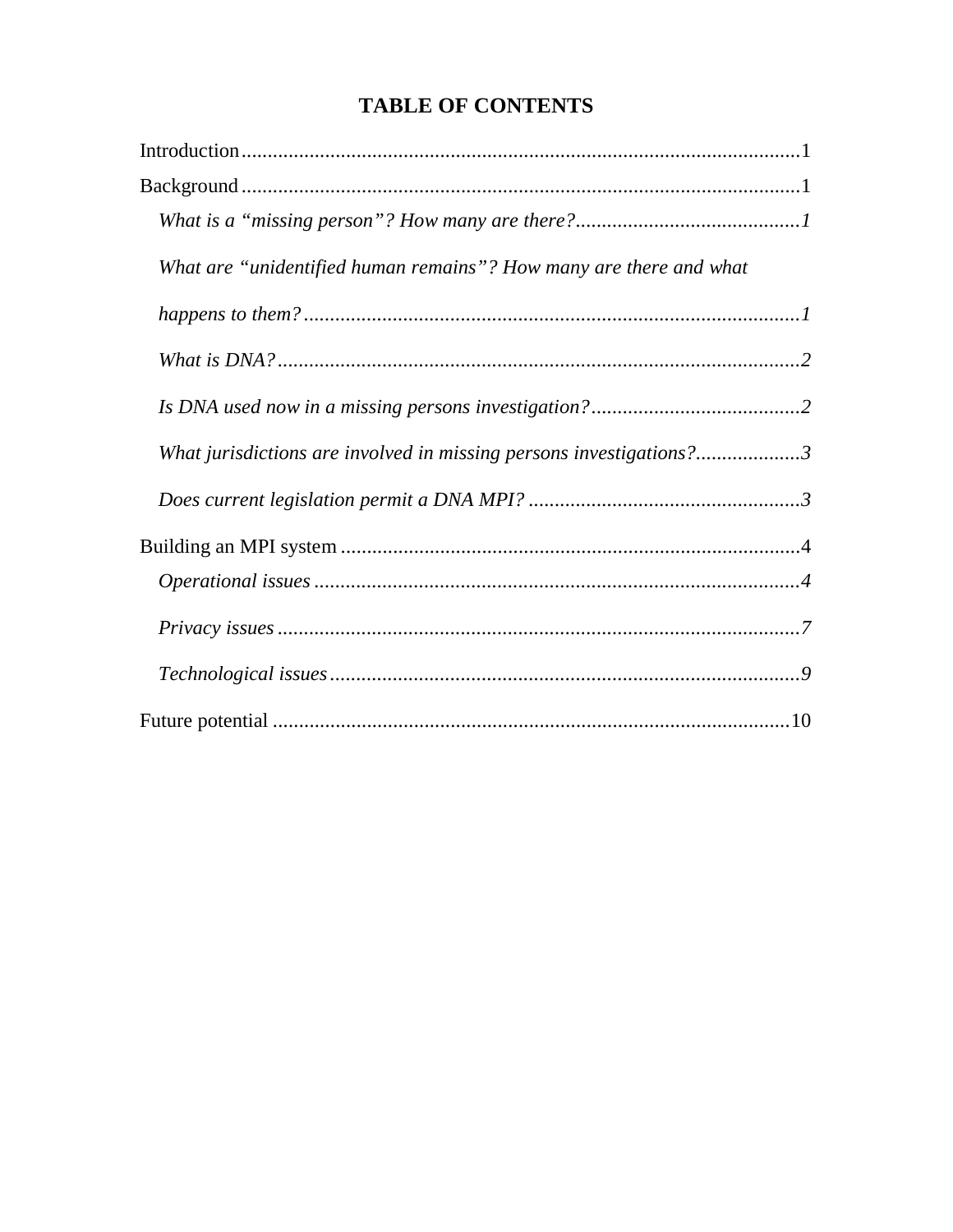# TABLE OF CONTENTS

Introduction...........................................................................................................1

Background............................................................................................................1

*What is a "missing person"? How many are there?............................................1*

*What are "unidentified human remains"? How many are there and what happens to them?...............................................................................................1*

*What is DNA?.....................................................................................................2*

*Is DNA used now in a missing persons investigation?.........................................2*

*What jurisdictions are involved in missing persons investigations?....................3*

*Does current legislation permit a DNA MPI? .....................................................3*

Building an MPI system.........................................................................................4

*Operational issues ..............................................................................................4*

*Privacy issues .....................................................................................................7*

*Technological issues...........................................................................................9*

Future potential ....................................................................................................10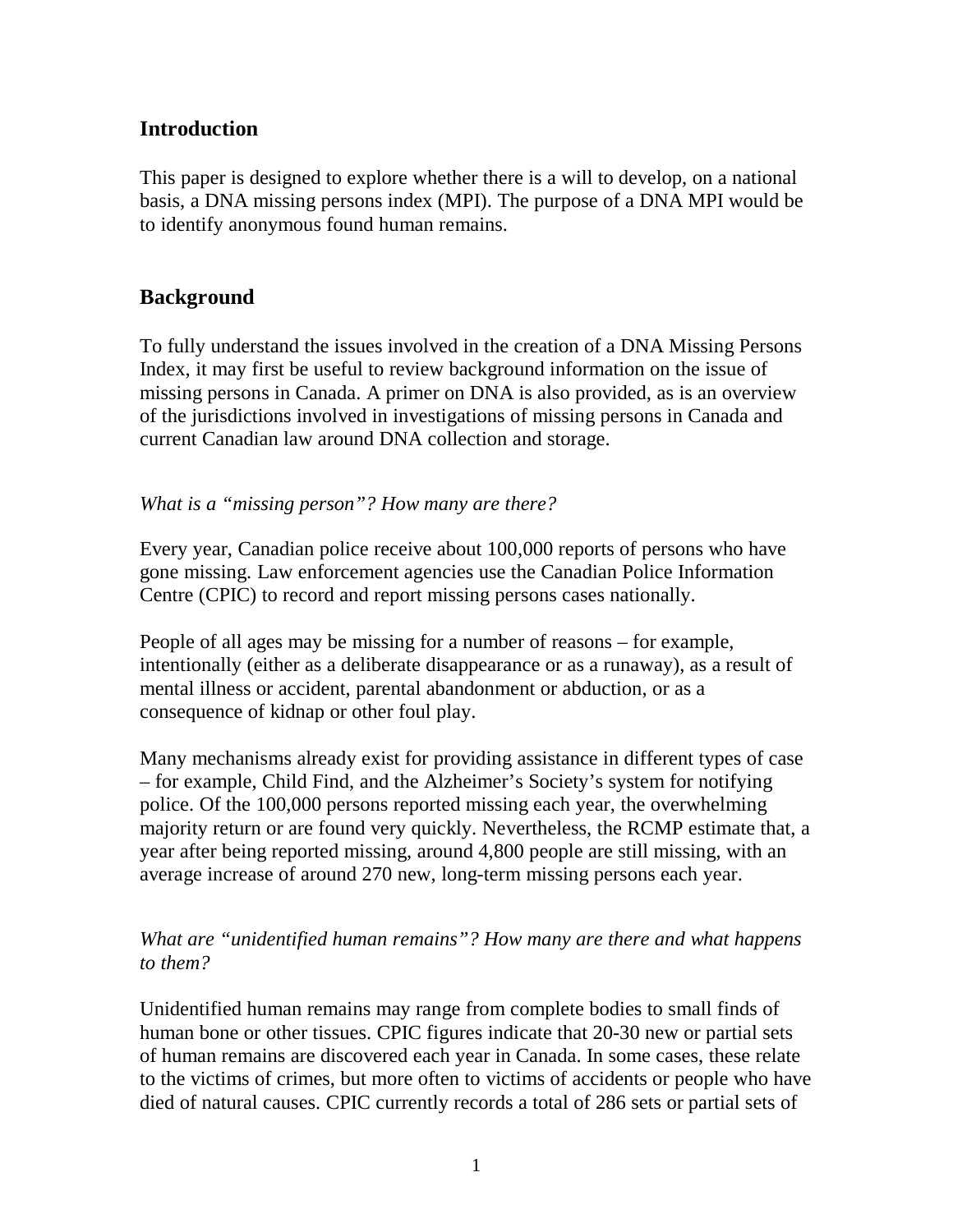## Introduction

This paper is designed to explore whether there is a will to develop, on a national basis, a DNA missing persons index (MPI). The purpose of a DNA MPI would be to identify anonymous found human remains.

## Background

To fully understand the issues involved in the creation of a DNA Missing Persons Index, it may first be useful to review background information on the issue of missing persons in Canada. A primer on DNA is also provided, as is an overview of the jurisdictions involved in investigations of missing persons in Canada and current Canadian law around DNA collection and storage.

*What is a "missing person"? How many are there?*

Every year, Canadian police receive about 100,000 reports of persons who have gone missing. Law enforcement agencies use the Canadian Police Information Centre (CPIC) to record and report missing persons cases nationally.

People of all ages may be missing for a number of reasons – for example, intentionally (either as a deliberate disappearance or as a runaway), as a result of mental illness or accident, parental abandonment or abduction, or as a consequence of kidnap or other foul play.

Many mechanisms already exist for providing assistance in different types of case – for example, Child Find, and the Alzheimer's Society's system for notifying police. Of the 100,000 persons reported missing each year, the overwhelming majority return or are found very quickly. Nevertheless, the RCMP estimate that, a year after being reported missing, around 4,800 people are still missing, with an average increase of around 270 new, long-term missing persons each year.

*What are "unidentified human remains"? How many are there and what happens to them?*

Unidentified human remains may range from complete bodies to small finds of human bone or other tissues. CPIC figures indicate that 20-30 new or partial sets of human remains are discovered each year in Canada. In some cases, these relate to the victims of crimes, but more often to victims of accidents or people who have died of natural causes. CPIC currently records a total of 286 sets or partial sets of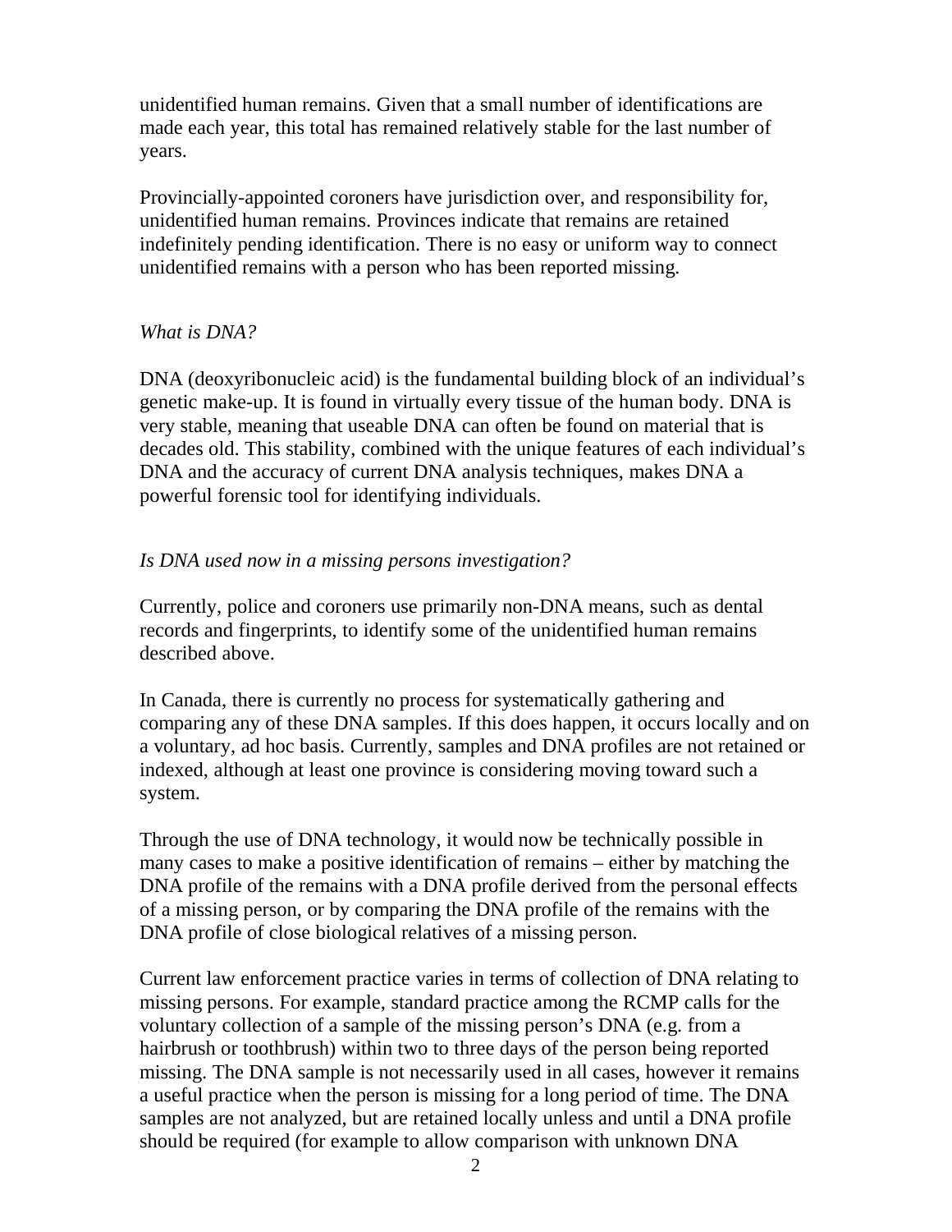unidentified human remains. Given that a small number of identifications are made each year, this total has remained relatively stable for the last number of years.

Provincially-appointed coroners have jurisdiction over, and responsibility for, unidentified human remains. Provinces indicate that remains are retained indefinitely pending identification. There is no easy or uniform way to connect unidentified remains with a person who has been reported missing.

*What is DNA?*

DNA (deoxyribonucleic acid) is the fundamental building block of an individual's genetic make-up. It is found in virtually every tissue of the human body. DNA is very stable, meaning that useable DNA can often be found on material that is decades old. This stability, combined with the unique features of each individual's DNA and the accuracy of current DNA analysis techniques, makes DNA a powerful forensic tool for identifying individuals.

*Is DNA used now in a missing persons investigation?*

Currently, police and coroners use primarily non-DNA means, such as dental records and fingerprints, to identify some of the unidentified human remains described above.

In Canada, there is currently no process for systematically gathering and comparing any of these DNA samples. If this does happen, it occurs locally and on a voluntary, ad hoc basis. Currently, samples and DNA profiles are not retained or indexed, although at least one province is considering moving toward such a system.

Through the use of DNA technology, it would now be technically possible in many cases to make a positive identification of remains – either by matching the DNA profile of the remains with a DNA profile derived from the personal effects of a missing person, or by comparing the DNA profile of the remains with the DNA profile of close biological relatives of a missing person.

Current law enforcement practice varies in terms of collection of DNA relating to missing persons. For example, standard practice among the RCMP calls for the voluntary collection of a sample of the missing person's DNA (e.g. from a hairbrush or toothbrush) within two to three days of the person being reported missing. The DNA sample is not necessarily used in all cases, however it remains a useful practice when the person is missing for a long period of time. The DNA samples are not analyzed, but are retained locally unless and until a DNA profile should be required (for example to allow comparison with unknown DNA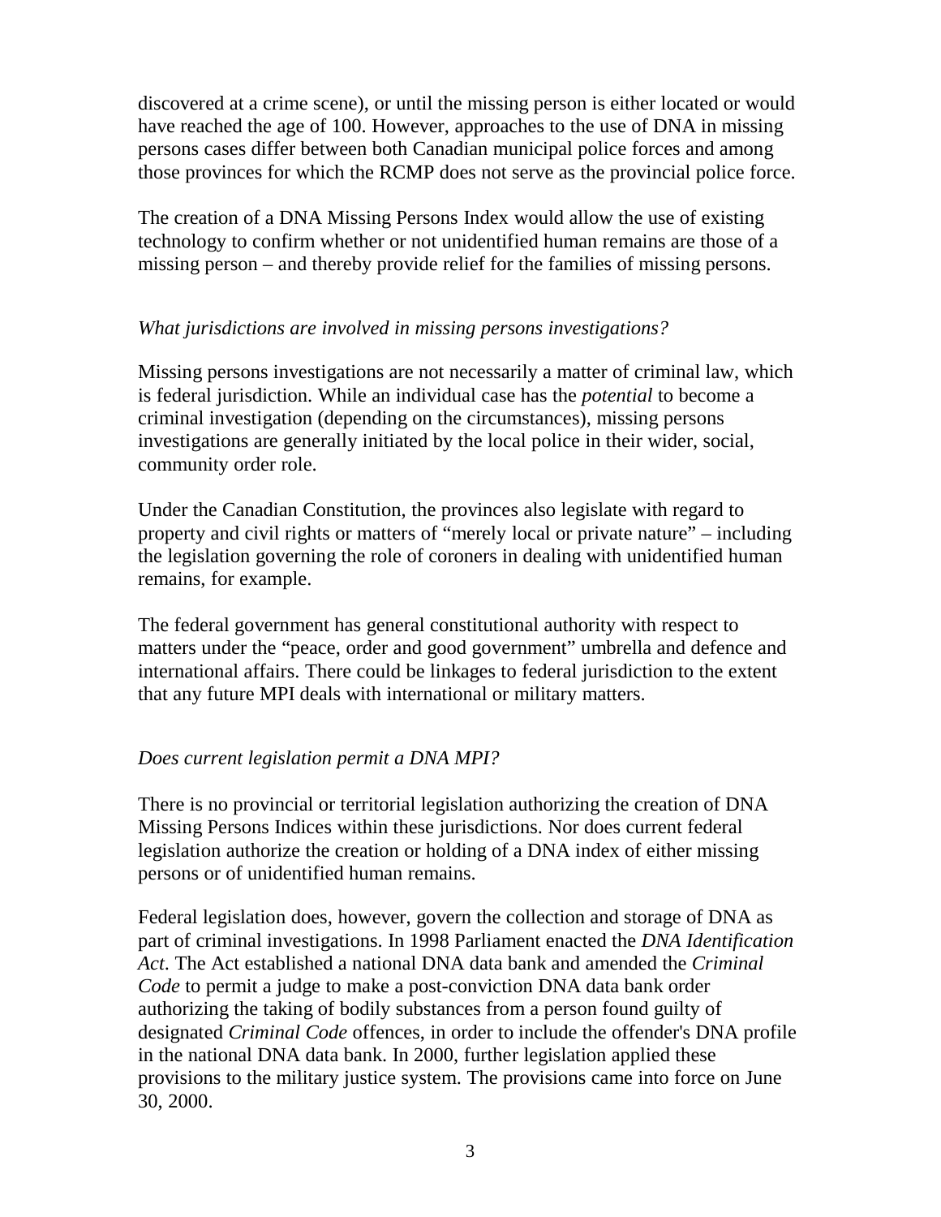discovered at a crime scene), or until the missing person is either located or would have reached the age of 100. However, approaches to the use of DNA in missing persons cases differ between both Canadian municipal police forces and among those provinces for which the RCMP does not serve as the provincial police force.

The creation of a DNA Missing Persons Index would allow the use of existing technology to confirm whether or not unidentified human remains are those of a missing person – and thereby provide relief for the families of missing persons.

*What jurisdictions are involved in missing persons investigations?*

Missing persons investigations are not necessarily a matter of criminal law, which is federal jurisdiction. While an individual case has the *potential* to become a criminal investigation (depending on the circumstances), missing persons investigations are generally initiated by the local police in their wider, social, community order role.

Under the Canadian Constitution, the provinces also legislate with regard to property and civil rights or matters of "merely local or private nature" – including the legislation governing the role of coroners in dealing with unidentified human remains, for example.

The federal government has general constitutional authority with respect to matters under the "peace, order and good government" umbrella and defence and international affairs. There could be linkages to federal jurisdiction to the extent that any future MPI deals with international or military matters.

*Does current legislation permit a DNA MPI?*

There is no provincial or territorial legislation authorizing the creation of DNA Missing Persons Indices within these jurisdictions. Nor does current federal legislation authorize the creation or holding of a DNA index of either missing persons or of unidentified human remains.

Federal legislation does, however, govern the collection and storage of DNA as part of criminal investigations. In 1998 Parliament enacted the *DNA Identification Act*. The Act established a national DNA data bank and amended the *Criminal Code* to permit a judge to make a post-conviction DNA data bank order authorizing the taking of bodily substances from a person found guilty of designated *Criminal Code* offences, in order to include the offender's DNA profile in the national DNA data bank. In 2000, further legislation applied these provisions to the military justice system. The provisions came into force on June 30, 2000.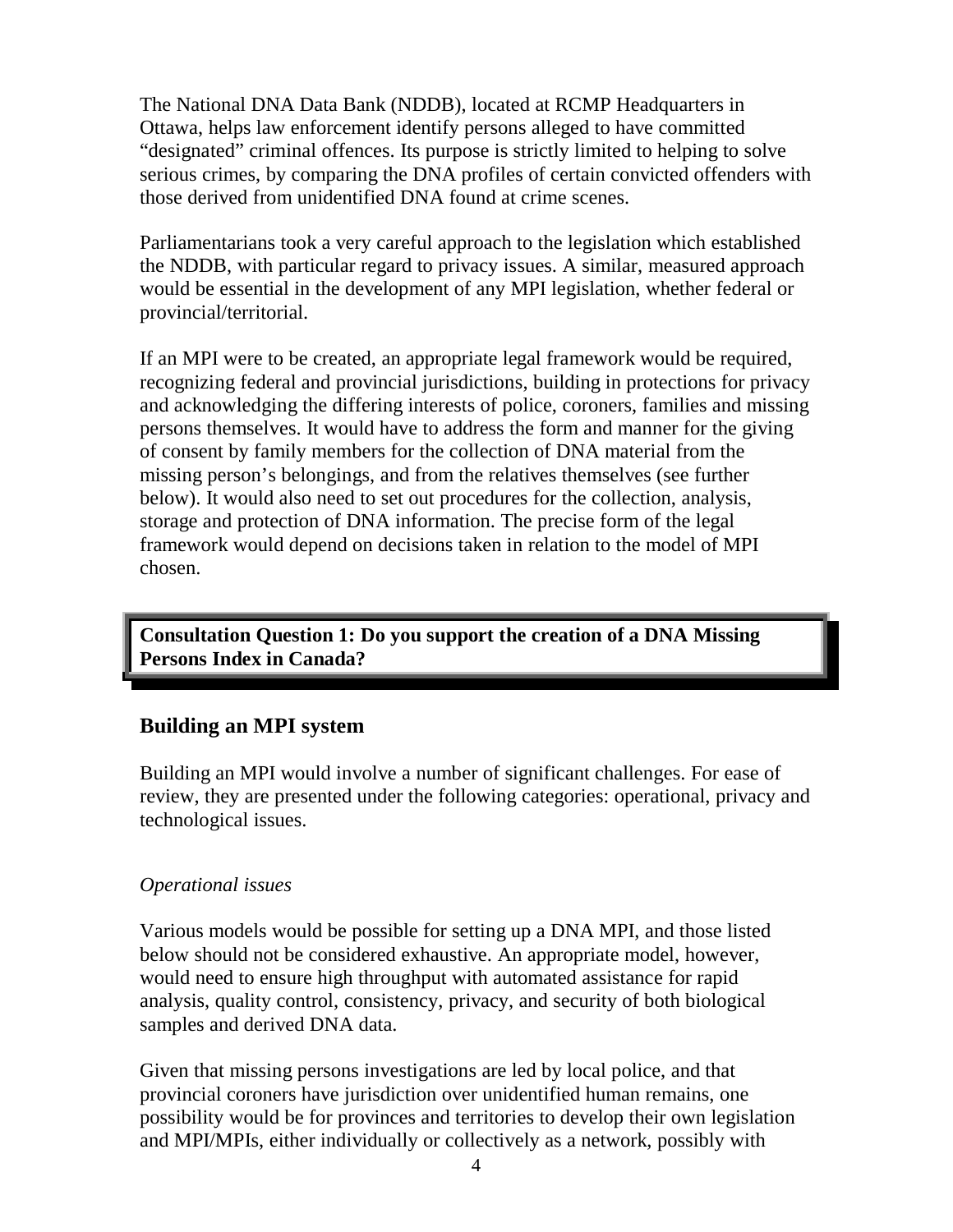The National DNA Data Bank (NDDB), located at RCMP Headquarters in Ottawa, helps law enforcement identify persons alleged to have committed "designated" criminal offences. Its purpose is strictly limited to helping to solve serious crimes, by comparing the DNA profiles of certain convicted offenders with those derived from unidentified DNA found at crime scenes.

Parliamentarians took a very careful approach to the legislation which established the NDDB, with particular regard to privacy issues. A similar, measured approach would be essential in the development of any MPI legislation, whether federal or provincial/territorial.

If an MPI were to be created, an appropriate legal framework would be required, recognizing federal and provincial jurisdictions, building in protections for privacy and acknowledging the differing interests of police, coroners, families and missing persons themselves. It would have to address the form and manner for the giving of consent by family members for the collection of DNA material from the missing person's belongings, and from the relatives themselves (see further below). It would also need to set out procedures for the collection, analysis, storage and protection of DNA information. The precise form of the legal framework would depend on decisions taken in relation to the model of MPI chosen.

**Consultation Question 1: Do you support the creation of a DNA Missing Persons Index in Canada?**

## Building an MPI system

Building an MPI would involve a number of significant challenges. For ease of review, they are presented under the following categories: operational, privacy and technological issues.

*Operational issues*

Various models would be possible for setting up a DNA MPI, and those listed below should not be considered exhaustive. An appropriate model, however, would need to ensure high throughput with automated assistance for rapid analysis, quality control, consistency, privacy, and security of both biological samples and derived DNA data.

Given that missing persons investigations are led by local police, and that provincial coroners have jurisdiction over unidentified human remains, one possibility would be for provinces and territories to develop their own legislation and MPI/MPIs, either individually or collectively as a network, possibly with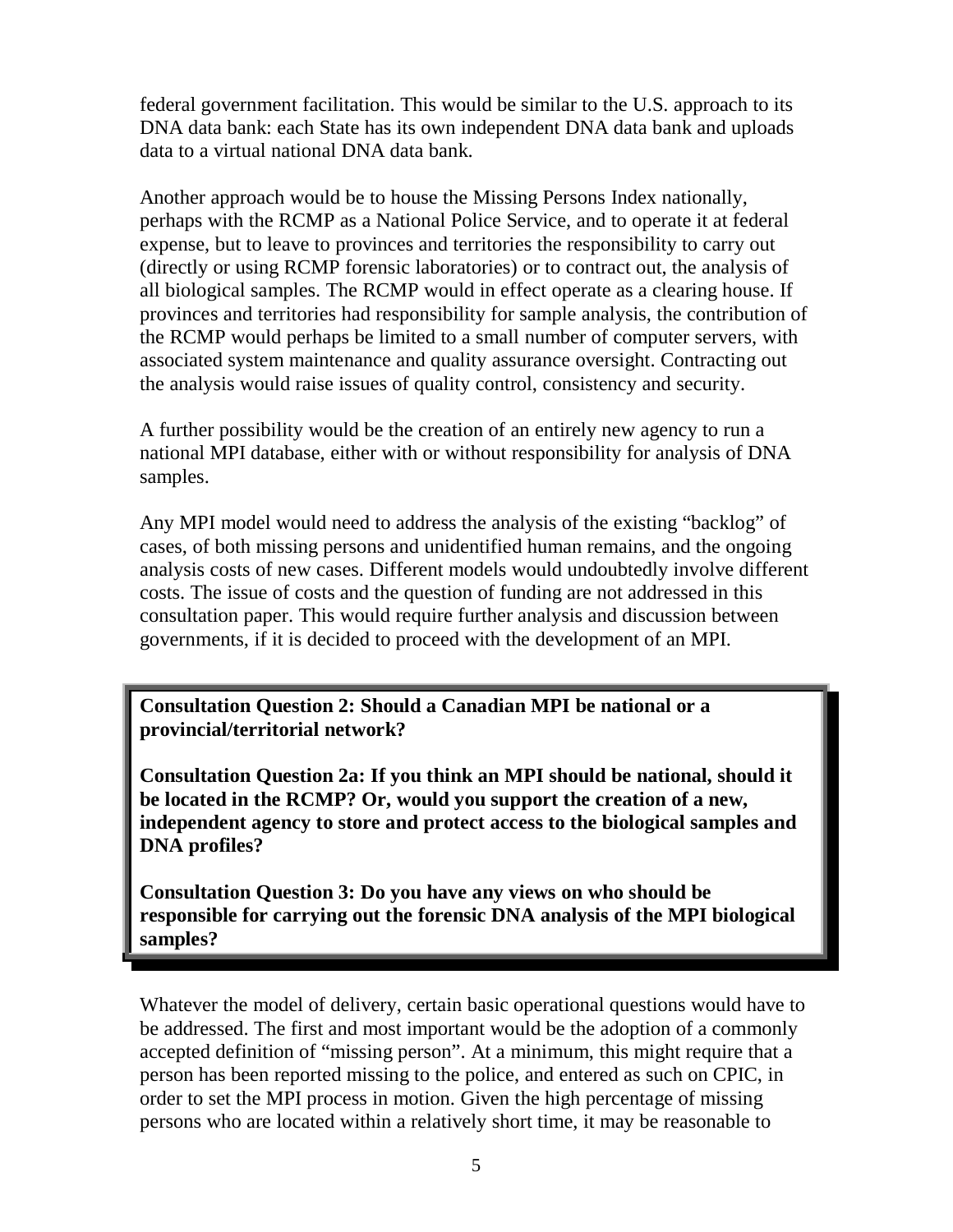federal government facilitation. This would be similar to the U.S. approach to its DNA data bank: each State has its own independent DNA data bank and uploads data to a virtual national DNA data bank.

Another approach would be to house the Missing Persons Index nationally, perhaps with the RCMP as a National Police Service, and to operate it at federal expense, but to leave to provinces and territories the responsibility to carry out (directly or using RCMP forensic laboratories) or to contract out, the analysis of all biological samples. The RCMP would in effect operate as a clearing house. If provinces and territories had responsibility for sample analysis, the contribution of the RCMP would perhaps be limited to a small number of computer servers, with associated system maintenance and quality assurance oversight. Contracting out the analysis would raise issues of quality control, consistency and security.

A further possibility would be the creation of an entirely new agency to run a national MPI database, either with or without responsibility for analysis of DNA samples.

Any MPI model would need to address the analysis of the existing "backlog" of cases, of both missing persons and unidentified human remains, and the ongoing analysis costs of new cases. Different models would undoubtedly involve different costs. The issue of costs and the question of funding are not addressed in this consultation paper. This would require further analysis and discussion between governments, if it is decided to proceed with the development of an MPI.

**Consultation Question 2: Should a Canadian MPI be national or a provincial/territorial network?**

**Consultation Question 2a: If you think an MPI should be national, should it be located in the RCMP? Or, would you support the creation of a new, independent agency to store and protect access to the biological samples and DNA profiles?**

**Consultation Question 3: Do you have any views on who should be responsible for carrying out the forensic DNA analysis of the MPI biological samples?**

Whatever the model of delivery, certain basic operational questions would have to be addressed. The first and most important would be the adoption of a commonly accepted definition of "missing person". At a minimum, this might require that a person has been reported missing to the police, and entered as such on CPIC, in order to set the MPI process in motion. Given the high percentage of missing persons who are located within a relatively short time, it may be reasonable to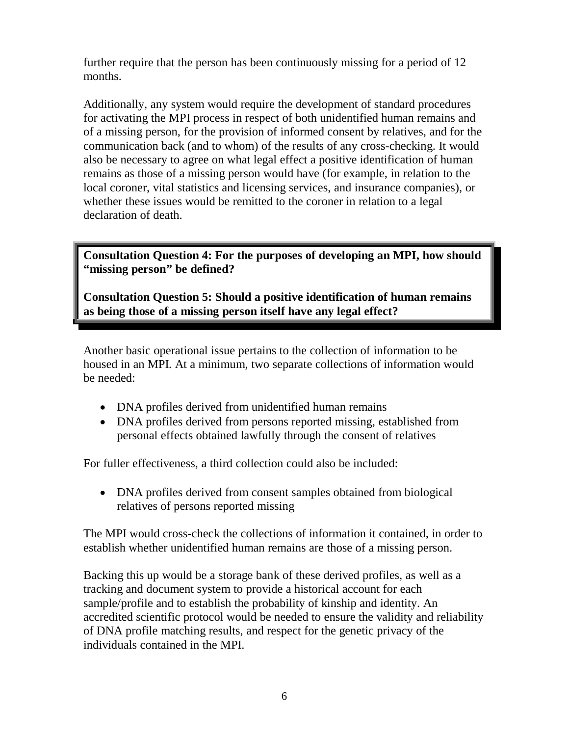further require that the person has been continuously missing for a period of 12 months.

Additionally, any system would require the development of standard procedures for activating the MPI process in respect of both unidentified human remains and of a missing person, for the provision of informed consent by relatives, and for the communication back (and to whom) of the results of any cross-checking. It would also be necessary to agree on what legal effect a positive identification of human remains as those of a missing person would have (for example, in relation to the local coroner, vital statistics and licensing services, and insurance companies), or whether these issues would be remitted to the coroner in relation to a legal declaration of death.

> **Consultation Question 4: For the purposes of developing an MPI, how should "missing person" be defined?**
>
> **Consultation Question 5: Should a positive identification of human remains as being those of a missing person itself have any legal effect?**

Another basic operational issue pertains to the collection of information to be housed in an MPI. At a minimum, two separate collections of information would be needed:

- DNA profiles derived from unidentified human remains
- DNA profiles derived from persons reported missing, established from personal effects obtained lawfully through the consent of relatives

For fuller effectiveness, a third collection could also be included:

- DNA profiles derived from consent samples obtained from biological relatives of persons reported missing

The MPI would cross-check the collections of information it contained, in order to establish whether unidentified human remains are those of a missing person.

Backing this up would be a storage bank of these derived profiles, as well as a tracking and document system to provide a historical account for each sample/profile and to establish the probability of kinship and identity. An accredited scientific protocol would be needed to ensure the validity and reliability of DNA profile matching results, and respect for the genetic privacy of the individuals contained in the MPI.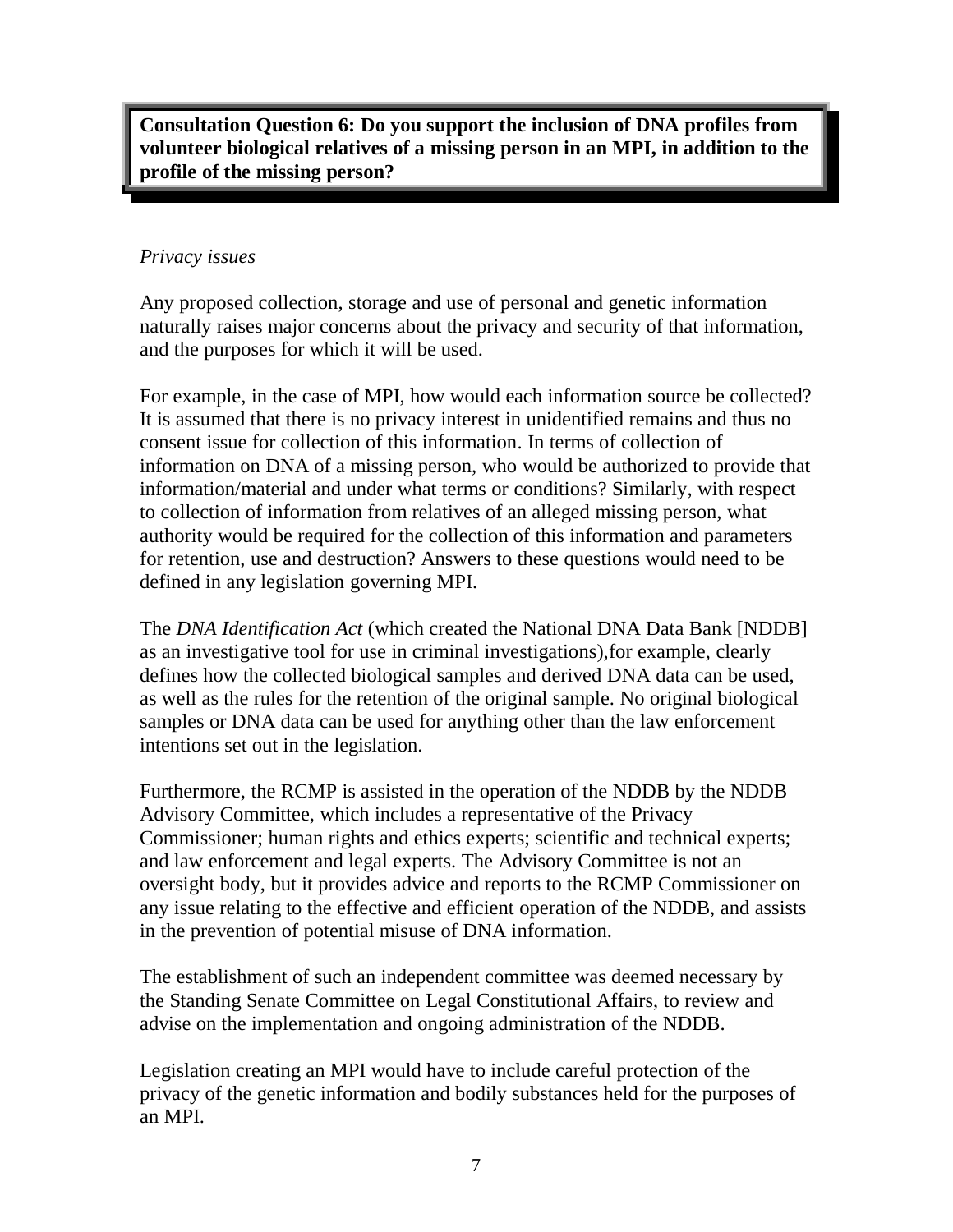**Consultation Question 6: Do you support the inclusion of DNA profiles from volunteer biological relatives of a missing person in an MPI, in addition to the profile of the missing person?**

*Privacy issues*

Any proposed collection, storage and use of personal and genetic information naturally raises major concerns about the privacy and security of that information, and the purposes for which it will be used.

For example, in the case of MPI, how would each information source be collected? It is assumed that there is no privacy interest in unidentified remains and thus no consent issue for collection of this information. In terms of collection of information on DNA of a missing person, who would be authorized to provide that information/material and under what terms or conditions? Similarly, with respect to collection of information from relatives of an alleged missing person, what authority would be required for the collection of this information and parameters for retention, use and destruction? Answers to these questions would need to be defined in any legislation governing MPI.

The *DNA Identification Act* (which created the National DNA Data Bank [NDDB] as an investigative tool for use in criminal investigations),for example, clearly defines how the collected biological samples and derived DNA data can be used, as well as the rules for the retention of the original sample. No original biological samples or DNA data can be used for anything other than the law enforcement intentions set out in the legislation.

Furthermore, the RCMP is assisted in the operation of the NDDB by the NDDB Advisory Committee, which includes a representative of the Privacy Commissioner; human rights and ethics experts; scientific and technical experts; and law enforcement and legal experts. The Advisory Committee is not an oversight body, but it provides advice and reports to the RCMP Commissioner on any issue relating to the effective and efficient operation of the NDDB, and assists in the prevention of potential misuse of DNA information.

The establishment of such an independent committee was deemed necessary by the Standing Senate Committee on Legal Constitutional Affairs, to review and advise on the implementation and ongoing administration of the NDDB.

Legislation creating an MPI would have to include careful protection of the privacy of the genetic information and bodily substances held for the purposes of an MPI.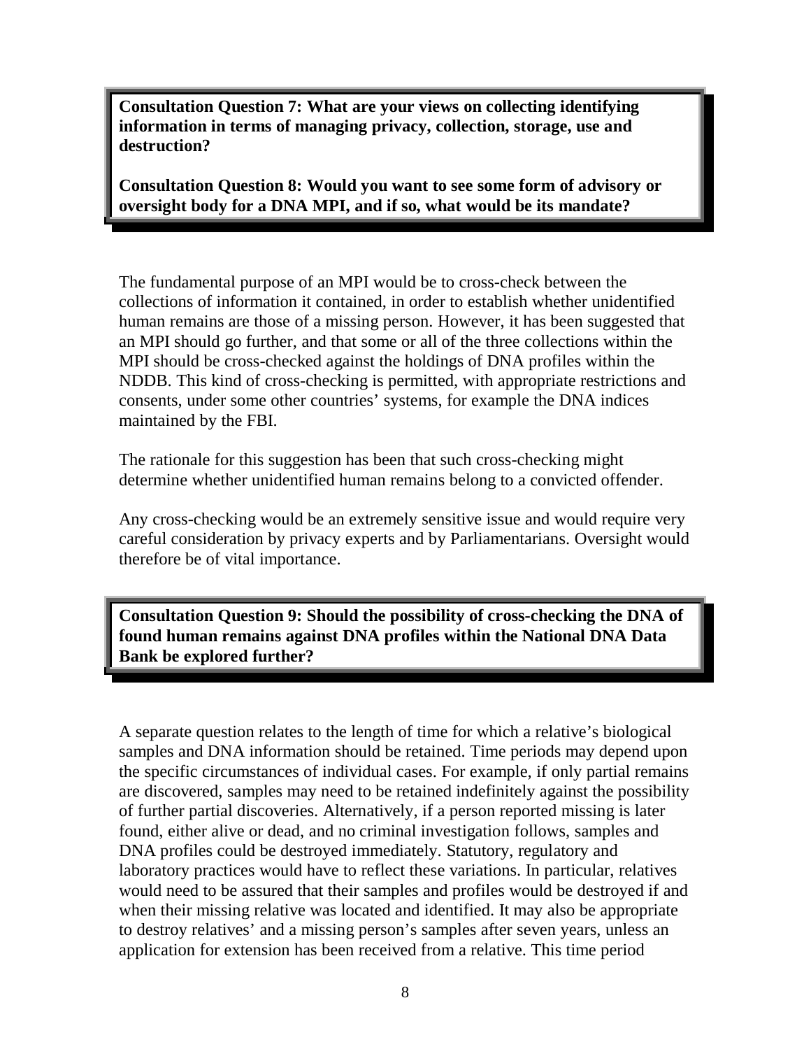**Consultation Question 7: What are your views on collecting identifying information in terms of managing privacy, collection, storage, use and destruction?**

**Consultation Question 8: Would you want to see some form of advisory or oversight body for a DNA MPI, and if so, what would be its mandate?**

The fundamental purpose of an MPI would be to cross-check between the collections of information it contained, in order to establish whether unidentified human remains are those of a missing person. However, it has been suggested that an MPI should go further, and that some or all of the three collections within the MPI should be cross-checked against the holdings of DNA profiles within the NDDB. This kind of cross-checking is permitted, with appropriate restrictions and consents, under some other countries' systems, for example the DNA indices maintained by the FBI.

The rationale for this suggestion has been that such cross-checking might determine whether unidentified human remains belong to a convicted offender.

Any cross-checking would be an extremely sensitive issue and would require very careful consideration by privacy experts and by Parliamentarians. Oversight would therefore be of vital importance.

**Consultation Question 9: Should the possibility of cross-checking the DNA of found human remains against DNA profiles within the National DNA Data Bank be explored further?**

A separate question relates to the length of time for which a relative's biological samples and DNA information should be retained. Time periods may depend upon the specific circumstances of individual cases. For example, if only partial remains are discovered, samples may need to be retained indefinitely against the possibility of further partial discoveries. Alternatively, if a person reported missing is later found, either alive or dead, and no criminal investigation follows, samples and DNA profiles could be destroyed immediately. Statutory, regulatory and laboratory practices would have to reflect these variations. In particular, relatives would need to be assured that their samples and profiles would be destroyed if and when their missing relative was located and identified. It may also be appropriate to destroy relatives' and a missing person's samples after seven years, unless an application for extension has been received from a relative. This time period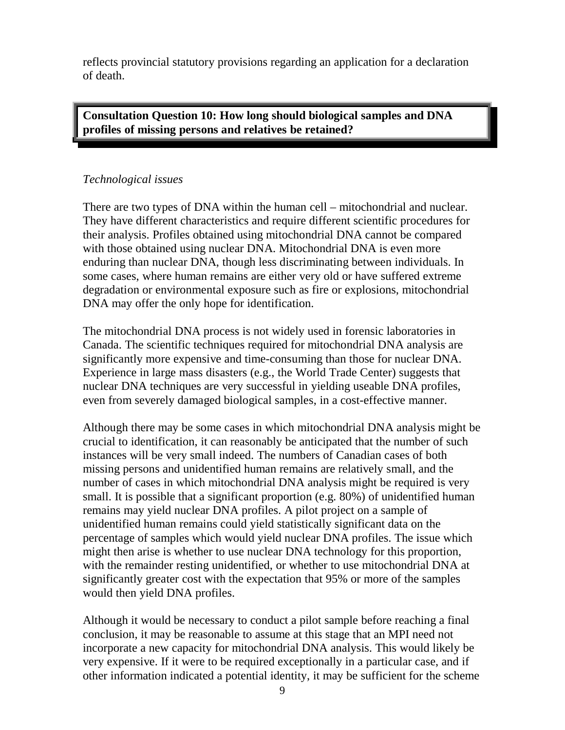reflects provincial statutory provisions regarding an application for a declaration of death.

**Consultation Question 10: How long should biological samples and DNA profiles of missing persons and relatives be retained?**

*Technological issues*

There are two types of DNA within the human cell – mitochondrial and nuclear. They have different characteristics and require different scientific procedures for their analysis. Profiles obtained using mitochondrial DNA cannot be compared with those obtained using nuclear DNA. Mitochondrial DNA is even more enduring than nuclear DNA, though less discriminating between individuals. In some cases, where human remains are either very old or have suffered extreme degradation or environmental exposure such as fire or explosions, mitochondrial DNA may offer the only hope for identification.

The mitochondrial DNA process is not widely used in forensic laboratories in Canada. The scientific techniques required for mitochondrial DNA analysis are significantly more expensive and time-consuming than those for nuclear DNA. Experience in large mass disasters (e.g., the World Trade Center) suggests that nuclear DNA techniques are very successful in yielding useable DNA profiles, even from severely damaged biological samples, in a cost-effective manner.

Although there may be some cases in which mitochondrial DNA analysis might be crucial to identification, it can reasonably be anticipated that the number of such instances will be very small indeed. The numbers of Canadian cases of both missing persons and unidentified human remains are relatively small, and the number of cases in which mitochondrial DNA analysis might be required is very small. It is possible that a significant proportion (e.g. 80%) of unidentified human remains may yield nuclear DNA profiles. A pilot project on a sample of unidentified human remains could yield statistically significant data on the percentage of samples which would yield nuclear DNA profiles. The issue which might then arise is whether to use nuclear DNA technology for this proportion, with the remainder resting unidentified, or whether to use mitochondrial DNA at significantly greater cost with the expectation that 95% or more of the samples would then yield DNA profiles.

Although it would be necessary to conduct a pilot sample before reaching a final conclusion, it may be reasonable to assume at this stage that an MPI need not incorporate a new capacity for mitochondrial DNA analysis. This would likely be very expensive. If it were to be required exceptionally in a particular case, and if other information indicated a potential identity, it may be sufficient for the scheme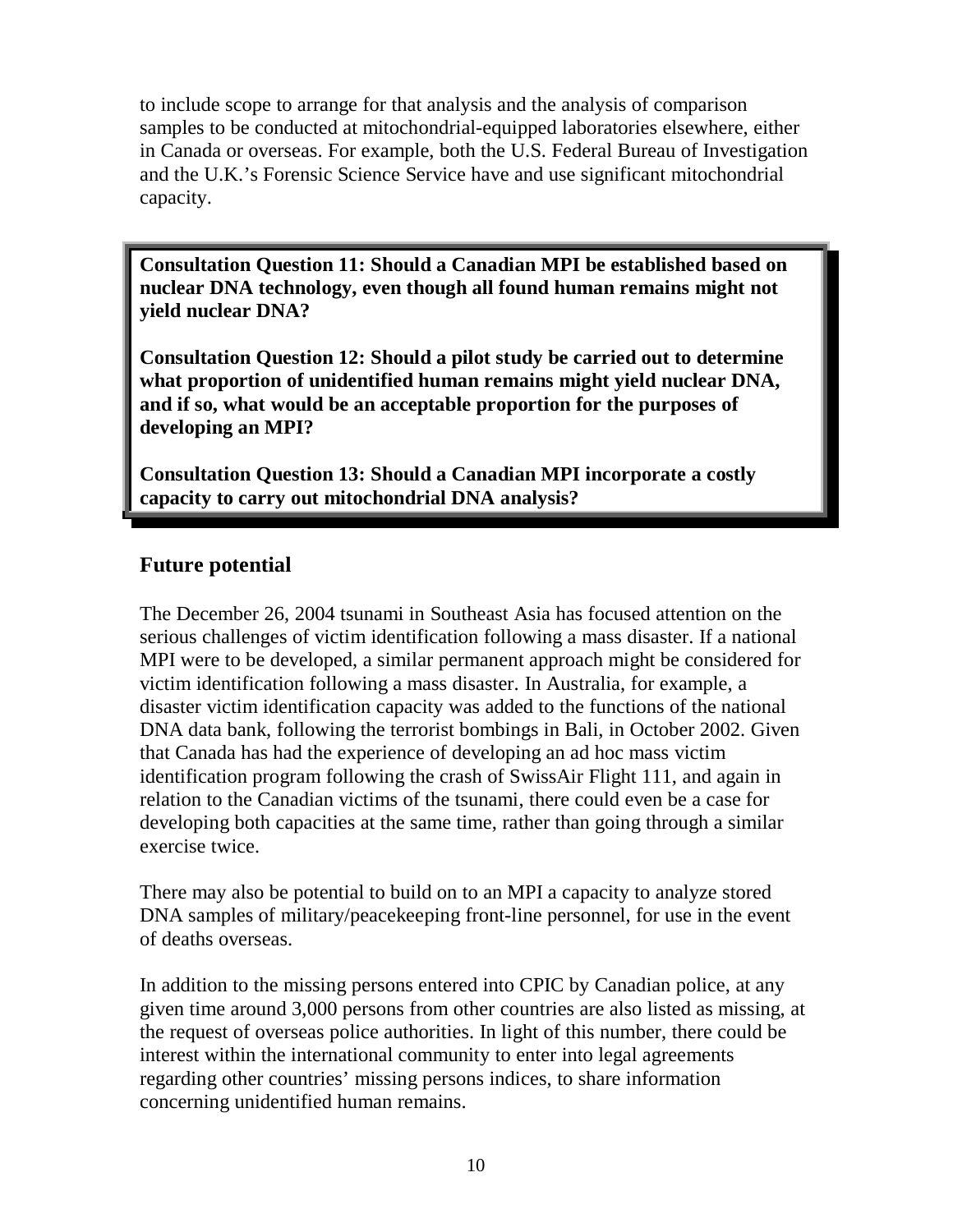to include scope to arrange for that analysis and the analysis of comparison samples to be conducted at mitochondrial-equipped laboratories elsewhere, either in Canada or overseas. For example, both the U.S. Federal Bureau of Investigation and the U.K.'s Forensic Science Service have and use significant mitochondrial capacity.

**Consultation Question 11: Should a Canadian MPI be established based on nuclear DNA technology, even though all found human remains might not yield nuclear DNA?**

**Consultation Question 12: Should a pilot study be carried out to determine what proportion of unidentified human remains might yield nuclear DNA, and if so, what would be an acceptable proportion for the purposes of developing an MPI?**

**Consultation Question 13: Should a Canadian MPI incorporate a costly capacity to carry out mitochondrial DNA analysis?**

## Future potential

The December 26, 2004 tsunami in Southeast Asia has focused attention on the serious challenges of victim identification following a mass disaster. If a national MPI were to be developed, a similar permanent approach might be considered for victim identification following a mass disaster. In Australia, for example, a disaster victim identification capacity was added to the functions of the national DNA data bank, following the terrorist bombings in Bali, in October 2002. Given that Canada has had the experience of developing an ad hoc mass victim identification program following the crash of SwissAir Flight 111, and again in relation to the Canadian victims of the tsunami, there could even be a case for developing both capacities at the same time, rather than going through a similar exercise twice.

There may also be potential to build on to an MPI a capacity to analyze stored DNA samples of military/peacekeeping front-line personnel, for use in the event of deaths overseas.

In addition to the missing persons entered into CPIC by Canadian police, at any given time around 3,000 persons from other countries are also listed as missing, at the request of overseas police authorities. In light of this number, there could be interest within the international community to enter into legal agreements regarding other countries' missing persons indices, to share information concerning unidentified human remains.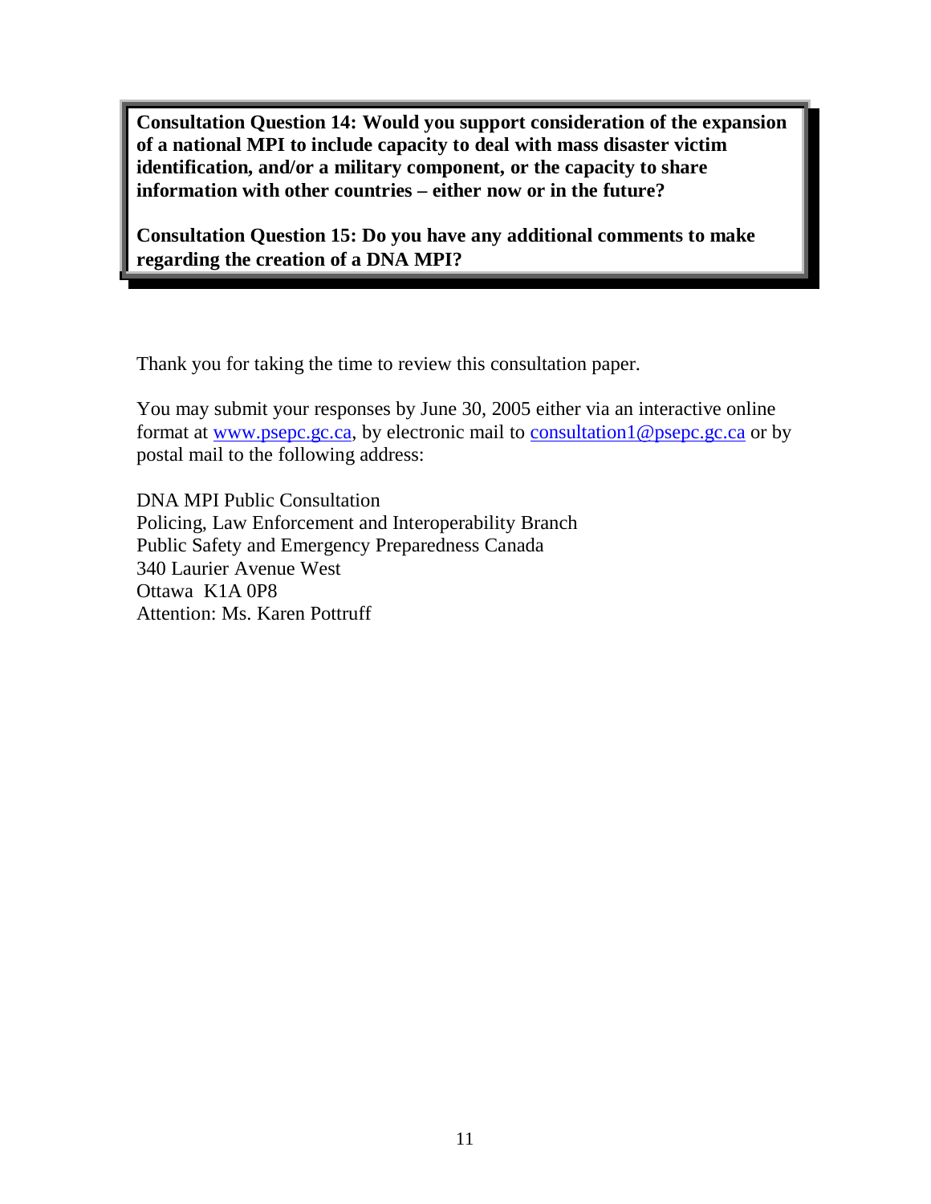**Consultation Question 14: Would you support consideration of the expansion of a national MPI to include capacity to deal with mass disaster victim identification, and/or a military component, or the capacity to share information with other countries – either now or in the future?**

**Consultation Question 15: Do you have any additional comments to make regarding the creation of a DNA MPI?**

Thank you for taking the time to review this consultation paper.

You may submit your responses by June 30, 2005 either via an interactive online format at www.psepc.gc.ca, by electronic mail to consultation1@psepc.gc.ca or by postal mail to the following address:

DNA MPI Public Consultation
Policing, Law Enforcement and Interoperability Branch
Public Safety and Emergency Preparedness Canada
340 Laurier Avenue West
Ottawa K1A 0P8
Attention: Ms. Karen Pottruff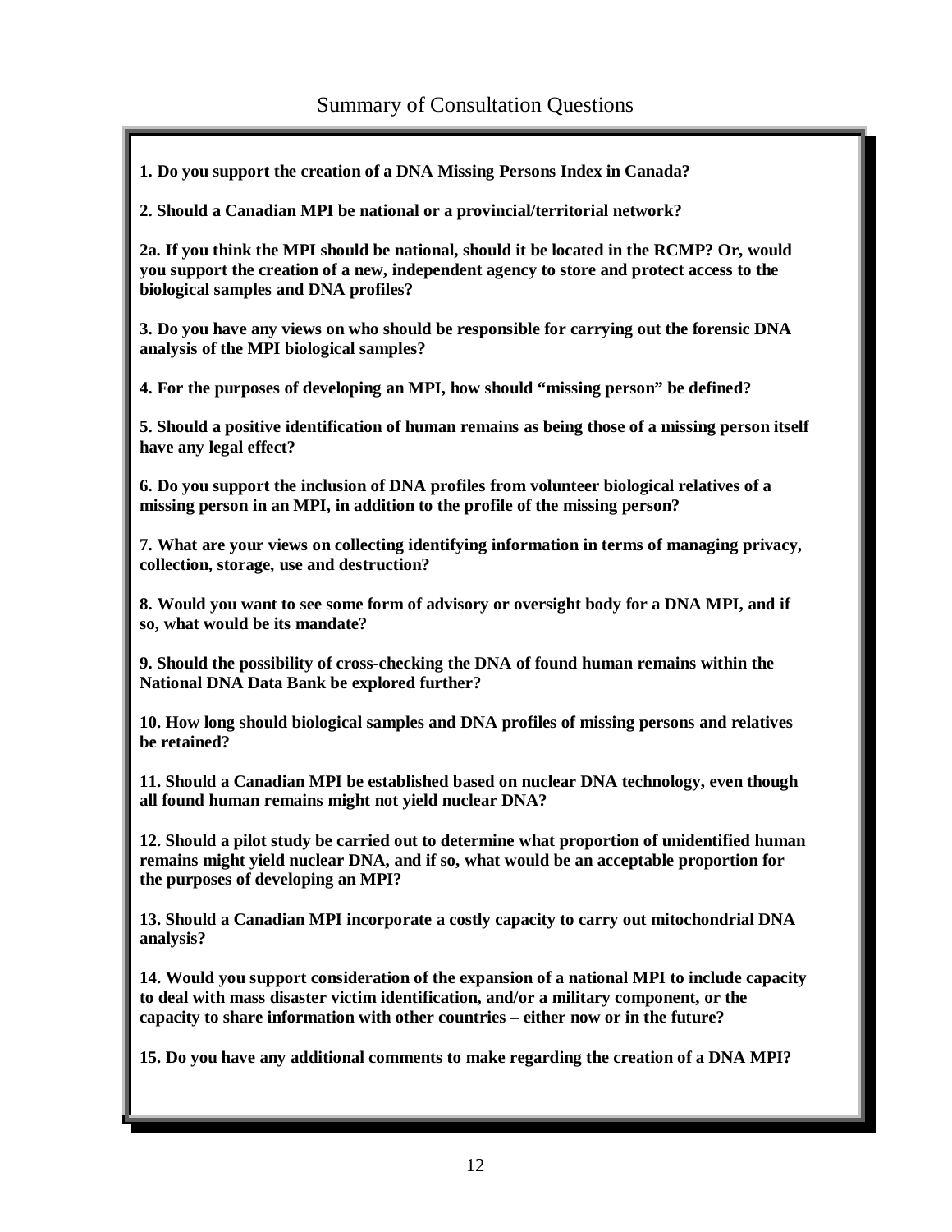# Summary of Consultation Questions

**1. Do you support the creation of a DNA Missing Persons Index in Canada?**

**2. Should a Canadian MPI be national or a provincial/territorial network?**

**2a. If you think the MPI should be national, should it be located in the RCMP? Or, would you support the creation of a new, independent agency to store and protect access to the biological samples and DNA profiles?**

**3. Do you have any views on who should be responsible for carrying out the forensic DNA analysis of the MPI biological samples?**

**4. For the purposes of developing an MPI, how should "missing person" be defined?**

**5. Should a positive identification of human remains as being those of a missing person itself have any legal effect?**

**6. Do you support the inclusion of DNA profiles from volunteer biological relatives of a missing person in an MPI, in addition to the profile of the missing person?**

**7. What are your views on collecting identifying information in terms of managing privacy, collection, storage, use and destruction?**

**8. Would you want to see some form of advisory or oversight body for a DNA MPI, and if so, what would be its mandate?**

**9. Should the possibility of cross-checking the DNA of found human remains within the National DNA Data Bank be explored further?**

**10. How long should biological samples and DNA profiles of missing persons and relatives be retained?**

**11. Should a Canadian MPI be established based on nuclear DNA technology, even though all found human remains might not yield nuclear DNA?**

**12. Should a pilot study be carried out to determine what proportion of unidentified human remains might yield nuclear DNA, and if so, what would be an acceptable proportion for the purposes of developing an MPI?**

**13. Should a Canadian MPI incorporate a costly capacity to carry out mitochondrial DNA analysis?**

**14. Would you support consideration of the expansion of a national MPI to include capacity to deal with mass disaster victim identification, and/or a military component, or the capacity to share information with other countries – either now or in the future?**

**15. Do you have any additional comments to make regarding the creation of a DNA MPI?**